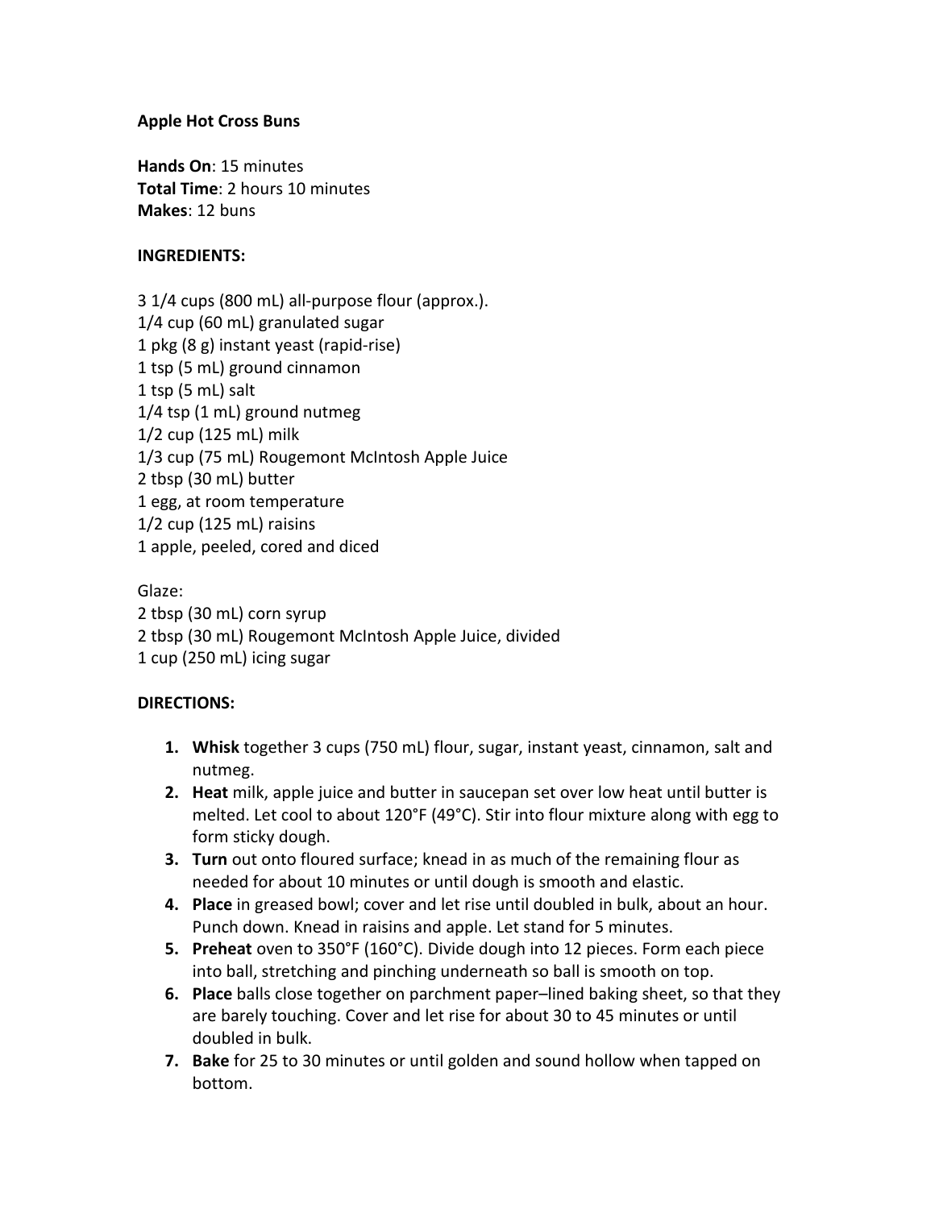**Apple Hot Cross Buns**

**Hands On**: 15 minutes
**Total Time**: 2 hours 10 minutes
**Makes**: 12 buns

**INGREDIENTS:**

3 1/4 cups (800 mL) all-purpose flour (approx.).
1/4 cup (60 mL) granulated sugar
1 pkg (8 g) instant yeast (rapid-rise)
1 tsp (5 mL) ground cinnamon
1 tsp (5 mL) salt
1/4 tsp (1 mL) ground nutmeg
1/2 cup (125 mL) milk
1/3 cup (75 mL) Rougemont McIntosh Apple Juice
2 tbsp (30 mL) butter
1 egg, at room temperature
1/2 cup (125 mL) raisins
1 apple, peeled, cored and diced

Glaze:
2 tbsp (30 mL) corn syrup
2 tbsp (30 mL) Rougemont McIntosh Apple Juice, divided
1 cup (250 mL) icing sugar

**DIRECTIONS:**

1. **Whisk** together 3 cups (750 mL) flour, sugar, instant yeast, cinnamon, salt and nutmeg.
2. **Heat** milk, apple juice and butter in saucepan set over low heat until butter is melted. Let cool to about 120°F (49°C). Stir into flour mixture along with egg to form sticky dough.
3. **Turn** out onto floured surface; knead in as much of the remaining flour as needed for about 10 minutes or until dough is smooth and elastic.
4. **Place** in greased bowl; cover and let rise until doubled in bulk, about an hour. Punch down. Knead in raisins and apple. Let stand for 5 minutes.
5. **Preheat** oven to 350°F (160°C). Divide dough into 12 pieces. Form each piece into ball, stretching and pinching underneath so ball is smooth on top.
6. **Place** balls close together on parchment paper–lined baking sheet, so that they are barely touching. Cover and let rise for about 30 to 45 minutes or until doubled in bulk.
7. **Bake** for 25 to 30 minutes or until golden and sound hollow when tapped on bottom.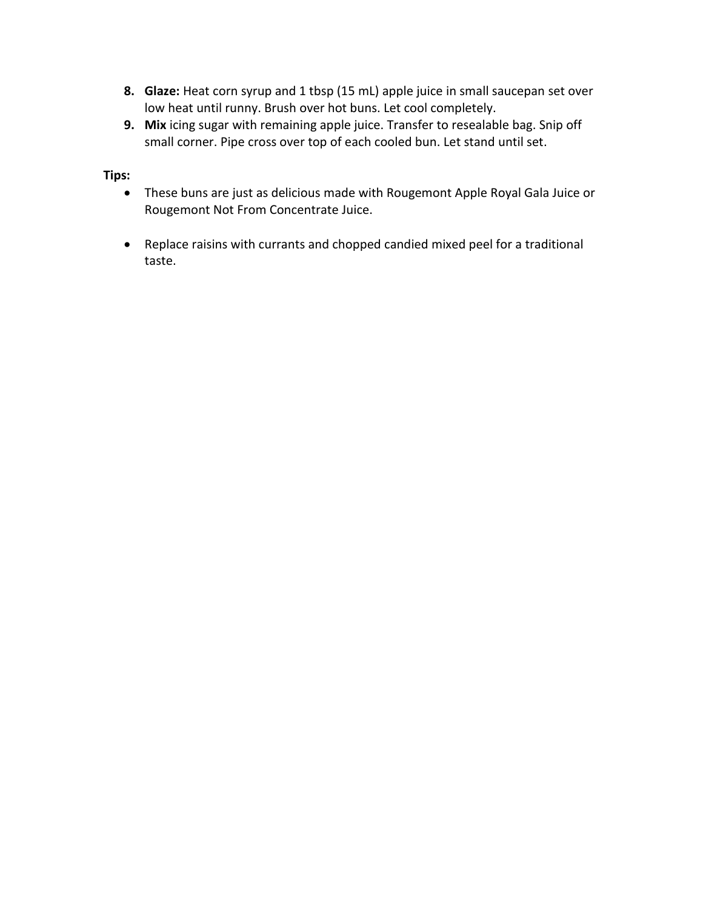8. **Glaze:** Heat corn syrup and 1 tbsp (15 mL) apple juice in small saucepan set over low heat until runny. Brush over hot buns. Let cool completely.
9. **Mix** icing sugar with remaining apple juice. Transfer to resealable bag. Snip off small corner. Pipe cross over top of each cooled bun. Let stand until set.

**Tips:**

- These buns are just as delicious made with Rougemont Apple Royal Gala Juice or Rougemont Not From Concentrate Juice.

- Replace raisins with currants and chopped candied mixed peel for a traditional taste.